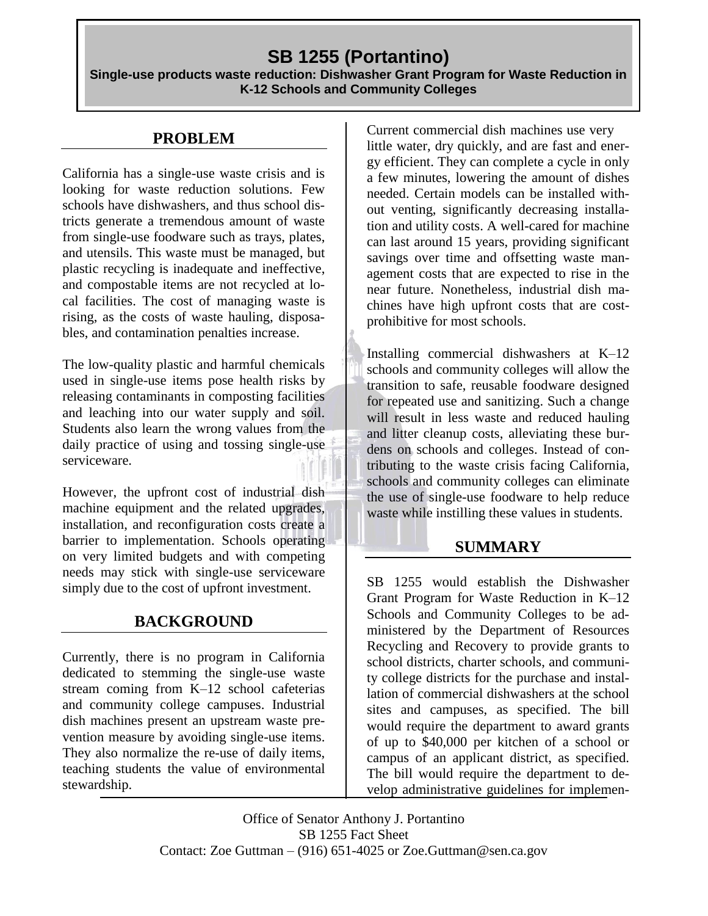# SB 1255 (Portantino)

**Single-use products waste reduction: Dishwasher Grant Program for Waste Reduction in K-12 Schools and Community Colleges**

## PROBLEM

California has a single-use waste crisis and is looking for waste reduction solutions. Few schools have dishwashers, and thus school districts generate a tremendous amount of waste from single-use foodware such as trays, plates, and utensils. This waste must be managed, but plastic recycling is inadequate and ineffective, and compostable items are not recycled at local facilities. The cost of managing waste is rising, as the costs of waste hauling, disposables, and contamination penalties increase.

The low-quality plastic and harmful chemicals used in single-use items pose health risks by releasing contaminants in composting facilities and leaching into our water supply and soil. Students also learn the wrong values from the daily practice of using and tossing single-use serviceware.

However, the upfront cost of industrial dish machine equipment and the related upgrades, installation, and reconfiguration costs create a barrier to implementation. Schools operating on very limited budgets and with competing needs may stick with single-use serviceware simply due to the cost of upfront investment.

## BACKGROUND

Currently, there is no program in California dedicated to stemming the single-use waste stream coming from K–12 school cafeterias and community college campuses. Industrial dish machines present an upstream waste prevention measure by avoiding single-use items. They also normalize the re-use of daily items, teaching students the value of environmental stewardship.

Current commercial dish machines use very little water, dry quickly, and are fast and energy efficient. They can complete a cycle in only a few minutes, lowering the amount of dishes needed. Certain models can be installed without venting, significantly decreasing installation and utility costs. A well-cared for machine can last around 15 years, providing significant savings over time and offsetting waste management costs that are expected to rise in the near future. Nonetheless, industrial dish machines have high upfront costs that are cost-prohibitive for most schools.

Installing commercial dishwashers at K–12 schools and community colleges will allow the transition to safe, reusable foodware designed for repeated use and sanitizing. Such a change will result in less waste and reduced hauling and litter cleanup costs, alleviating these burdens on schools and colleges. Instead of contributing to the waste crisis facing California, schools and community colleges can eliminate the use of single-use foodware to help reduce waste while instilling these values in students.

## SUMMARY

SB 1255 would establish the Dishwasher Grant Program for Waste Reduction in K–12 Schools and Community Colleges to be administered by the Department of Resources Recycling and Recovery to provide grants to school districts, charter schools, and community college districts for the purchase and installation of commercial dishwashers at the school sites and campuses, as specified. The bill would require the department to award grants of up to $40,000 per kitchen of a school or campus of an applicant district, as specified. The bill would require the department to develop administrative guidelines for implemen-

Office of Senator Anthony J. Portantino
SB 1255 Fact Sheet
Contact: Zoe Guttman – (916) 651-4025 or Zoe.Guttman@sen.ca.gov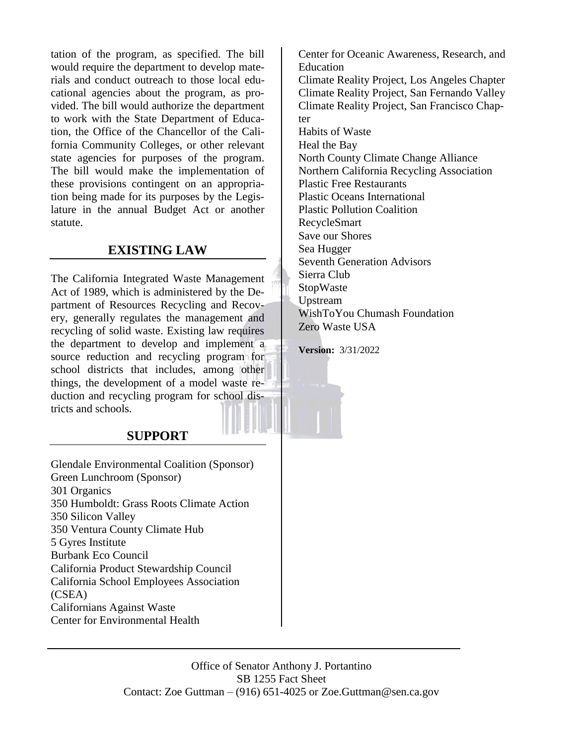tation of the program, as specified. The bill would require the department to develop materials and conduct outreach to those local educational agencies about the program, as provided. The bill would authorize the department to work with the State Department of Education, the Office of the Chancellor of the California Community Colleges, or other relevant state agencies for purposes of the program. The bill would make the implementation of these provisions contingent on an appropriation being made for its purposes by the Legislature in the annual Budget Act or another statute.

## EXISTING LAW

The California Integrated Waste Management Act of 1989, which is administered by the Department of Resources Recycling and Recovery, generally regulates the management and recycling of solid waste. Existing law requires the department to develop and implement a source reduction and recycling program for school districts that includes, among other things, the development of a model waste reduction and recycling program for school districts and schools.

## SUPPORT

Glendale Environmental Coalition (Sponsor)
Green Lunchroom (Sponsor)
301 Organics
350 Humboldt: Grass Roots Climate Action
350 Silicon Valley
350 Ventura County Climate Hub
5 Gyres Institute
Burbank Eco Council
California Product Stewardship Council
California School Employees Association (CSEA)
Californians Against Waste
Center for Environmental Health
Center for Oceanic Awareness, Research, and Education
Climate Reality Project, Los Angeles Chapter
Climate Reality Project, San Fernando Valley
Climate Reality Project, San Francisco Chapter
Habits of Waste
Heal the Bay
North County Climate Change Alliance
Northern California Recycling Association
Plastic Free Restaurants
Plastic Oceans International
Plastic Pollution Coalition
RecycleSmart
Save our Shores
Sea Hugger
Seventh Generation Advisors
Sierra Club
StopWaste
Upstream
WishToYou Chumash Foundation
Zero Waste USA

**Version:** 3/31/2022

Office of Senator Anthony J. Portantino
SB 1255 Fact Sheet
Contact: Zoe Guttman – (916) 651-4025 or Zoe.Guttman@sen.ca.gov